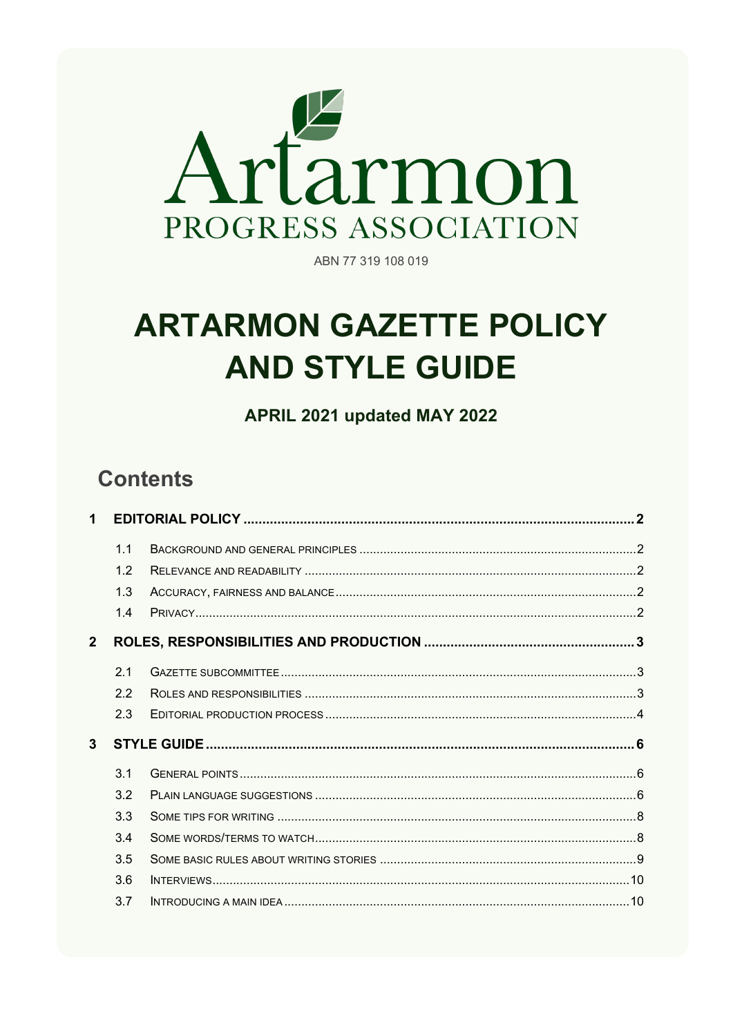Artarmon

PROGRESS ASSOCIATION

ABN 77 319 108 019

# ARTARMON GAZETTE POLICY AND STYLE GUIDE

**APRIL 2021 updated MAY 2022**

## Contents

**1 EDITORIAL POLICY .......... 2**

- 1.1 BACKGROUND AND GENERAL PRINCIPLES .......... 2
- 1.2 RELEVANCE AND READABILITY .......... 2
- 1.3 ACCURACY, FAIRNESS AND BALANCE .......... 2
- 1.4 PRIVACY .......... 2

**2 ROLES, RESPONSIBILITIES AND PRODUCTION .......... 3**

- 2.1 GAZETTE SUBCOMMITTEE .......... 3
- 2.2 ROLES AND RESPONSIBILITIES .......... 3
- 2.3 EDITORIAL PRODUCTION PROCESS .......... 4

**3 STYLE GUIDE .......... 6**

- 3.1 GENERAL POINTS .......... 6
- 3.2 PLAIN LANGUAGE SUGGESTIONS .......... 6
- 3.3 SOME TIPS FOR WRITING .......... 8
- 3.4 SOME WORDS/TERMS TO WATCH .......... 8
- 3.5 SOME BASIC RULES ABOUT WRITING STORIES .......... 9
- 3.6 INTERVIEWS .......... 10
- 3.7 INTRODUCING A MAIN IDEA .......... 10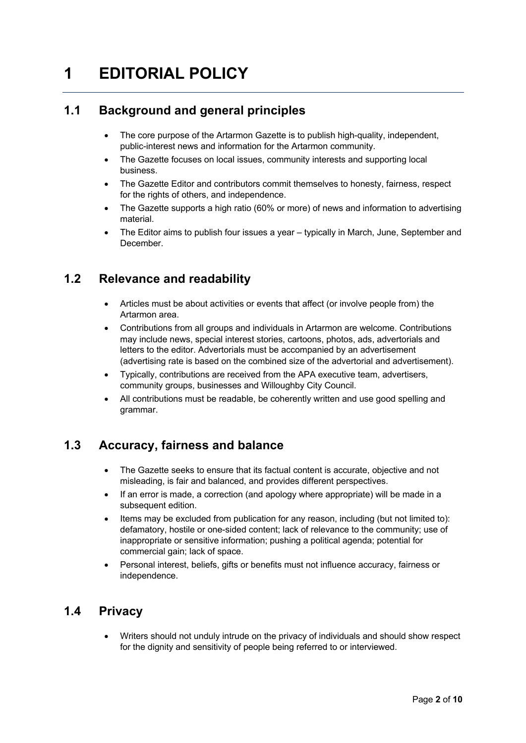# 1 EDITORIAL POLICY

## 1.1 Background and general principles

- The core purpose of the Artarmon Gazette is to publish high-quality, independent, public-interest news and information for the Artarmon community.
- The Gazette focuses on local issues, community interests and supporting local business.
- The Gazette Editor and contributors commit themselves to honesty, fairness, respect for the rights of others, and independence.
- The Gazette supports a high ratio (60% or more) of news and information to advertising material.
- The Editor aims to publish four issues a year – typically in March, June, September and December.

## 1.2 Relevance and readability

- Articles must be about activities or events that affect (or involve people from) the Artarmon area.
- Contributions from all groups and individuals in Artarmon are welcome. Contributions may include news, special interest stories, cartoons, photos, ads, advertorials and letters to the editor. Advertorials must be accompanied by an advertisement (advertising rate is based on the combined size of the advertorial and advertisement).
- Typically, contributions are received from the APA executive team, advertisers, community groups, businesses and Willoughby City Council.
- All contributions must be readable, be coherently written and use good spelling and grammar.

## 1.3 Accuracy, fairness and balance

- The Gazette seeks to ensure that its factual content is accurate, objective and not misleading, is fair and balanced, and provides different perspectives.
- If an error is made, a correction (and apology where appropriate) will be made in a subsequent edition.
- Items may be excluded from publication for any reason, including (but not limited to): defamatory, hostile or one-sided content; lack of relevance to the community; use of inappropriate or sensitive information; pushing a political agenda; potential for commercial gain; lack of space.
- Personal interest, beliefs, gifts or benefits must not influence accuracy, fairness or independence.

## 1.4 Privacy

- Writers should not unduly intrude on the privacy of individuals and should show respect for the dignity and sensitivity of people being referred to or interviewed.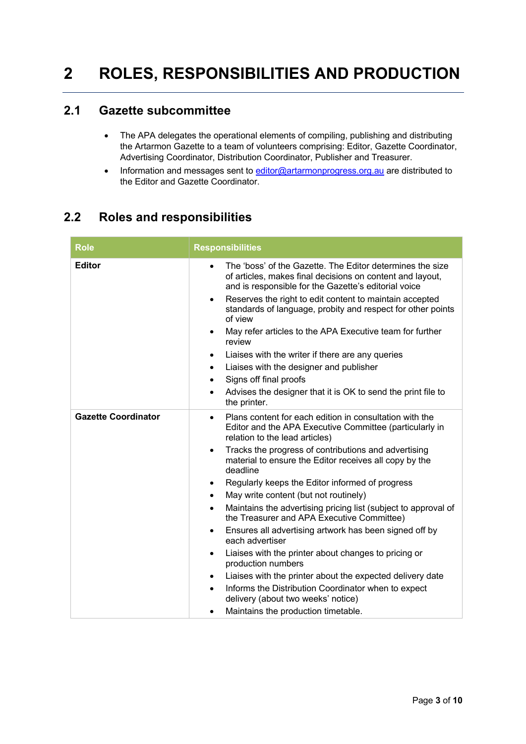# 2 ROLES, RESPONSIBILITIES AND PRODUCTION

## 2.1 Gazette subcommittee

- The APA delegates the operational elements of compiling, publishing and distributing the Artarmon Gazette to a team of volunteers comprising: Editor, Gazette Coordinator, Advertising Coordinator, Distribution Coordinator, Publisher and Treasurer.
- Information and messages sent to editor@artarmonprogress.org.au are distributed to the Editor and Gazette Coordinator.

## 2.2 Roles and responsibilities

| Role | Responsibilities |
|---|---|
| **Editor** | • The 'boss' of the Gazette. The Editor determines the size of articles, makes final decisions on content and layout, and is responsible for the Gazette's editorial voice<br>• Reserves the right to edit content to maintain accepted standards of language, probity and respect for other points of view<br>• May refer articles to the APA Executive team for further review<br>• Liaises with the writer if there are any queries<br>• Liaises with the designer and publisher<br>• Signs off final proofs<br>• Advises the designer that it is OK to send the print file to the printer. |
| **Gazette Coordinator** | • Plans content for each edition in consultation with the Editor and the APA Executive Committee (particularly in relation to the lead articles)<br>• Tracks the progress of contributions and advertising material to ensure the Editor receives all copy by the deadline<br>• Regularly keeps the Editor informed of progress<br>• May write content (but not routinely)<br>• Maintains the advertising pricing list (subject to approval of the Treasurer and APA Executive Committee)<br>• Ensures all advertising artwork has been signed off by each advertiser<br>• Liaises with the printer about changes to pricing or production numbers<br>• Liaises with the printer about the expected delivery date<br>• Informs the Distribution Coordinator when to expect delivery (about two weeks' notice)<br>• Maintains the production timetable. |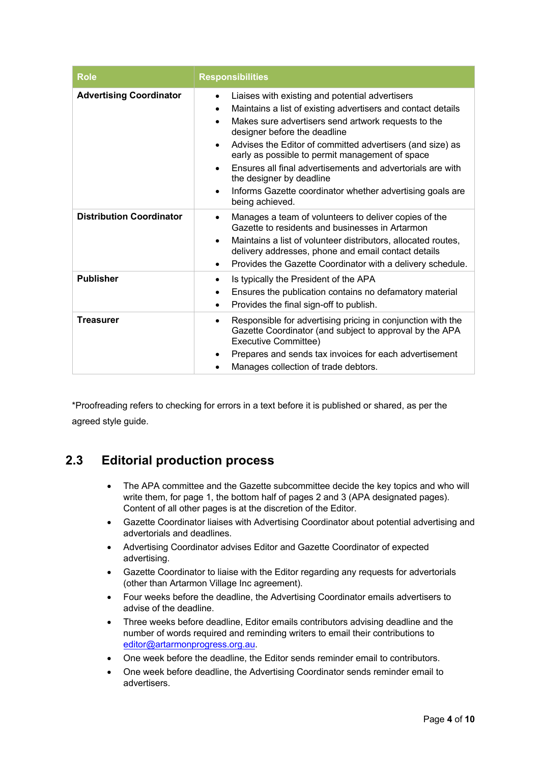| Role | Responsibilities |
|---|---|
| **Advertising Coordinator** | • Liaises with existing and potential advertisers<br>• Maintains a list of existing advertisers and contact details<br>• Makes sure advertisers send artwork requests to the designer before the deadline<br>• Advises the Editor of committed advertisers (and size) as early as possible to permit management of space<br>• Ensures all final advertisements and advertorials are with the designer by deadline<br>• Informs Gazette coordinator whether advertising goals are being achieved. |
| **Distribution Coordinator** | • Manages a team of volunteers to deliver copies of the Gazette to residents and businesses in Artarmon<br>• Maintains a list of volunteer distributors, allocated routes, delivery addresses, phone and email contact details<br>• Provides the Gazette Coordinator with a delivery schedule. |
| **Publisher** | • Is typically the President of the APA<br>• Ensures the publication contains no defamatory material<br>• Provides the final sign-off to publish. |
| **Treasurer** | • Responsible for advertising pricing in conjunction with the Gazette Coordinator (and subject to approval by the APA Executive Committee)<br>• Prepares and sends tax invoices for each advertisement<br>• Manages collection of trade debtors. |

*Proofreading refers to checking for errors in a text before it is published or shared, as per the agreed style guide.

## 2.3 Editorial production process

- The APA committee and the Gazette subcommittee decide the key topics and who will write them, for page 1, the bottom half of pages 2 and 3 (APA designated pages). Content of all other pages is at the discretion of the Editor.
- Gazette Coordinator liaises with Advertising Coordinator about potential advertising and advertorials and deadlines.
- Advertising Coordinator advises Editor and Gazette Coordinator of expected advertising.
- Gazette Coordinator to liaise with the Editor regarding any requests for advertorials (other than Artarmon Village Inc agreement).
- Four weeks before the deadline, the Advertising Coordinator emails advertisers to advise of the deadline.
- Three weeks before deadline, Editor emails contributors advising deadline and the number of words required and reminding writers to email their contributions to editor@artarmonprogress.org.au.
- One week before the deadline, the Editor sends reminder email to contributors.
- One week before deadline, the Advertising Coordinator sends reminder email to advertisers.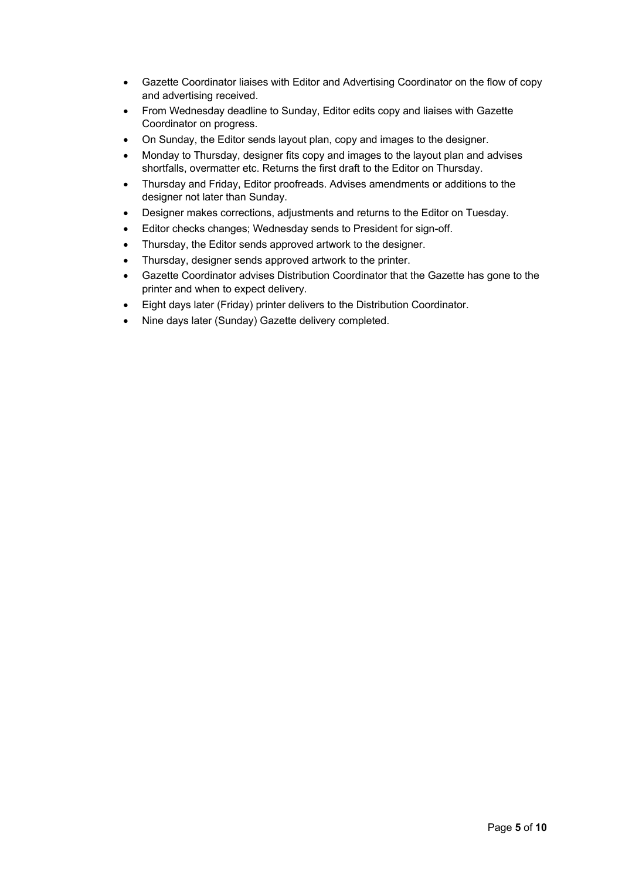- Gazette Coordinator liaises with Editor and Advertising Coordinator on the flow of copy and advertising received.
- From Wednesday deadline to Sunday, Editor edits copy and liaises with Gazette Coordinator on progress.
- On Sunday, the Editor sends layout plan, copy and images to the designer.
- Monday to Thursday, designer fits copy and images to the layout plan and advises shortfalls, overmatter etc. Returns the first draft to the Editor on Thursday.
- Thursday and Friday, Editor proofreads. Advises amendments or additions to the designer not later than Sunday.
- Designer makes corrections, adjustments and returns to the Editor on Tuesday.
- Editor checks changes; Wednesday sends to President for sign-off.
- Thursday, the Editor sends approved artwork to the designer.
- Thursday, designer sends approved artwork to the printer.
- Gazette Coordinator advises Distribution Coordinator that the Gazette has gone to the printer and when to expect delivery.
- Eight days later (Friday) printer delivers to the Distribution Coordinator.
- Nine days later (Sunday) Gazette delivery completed.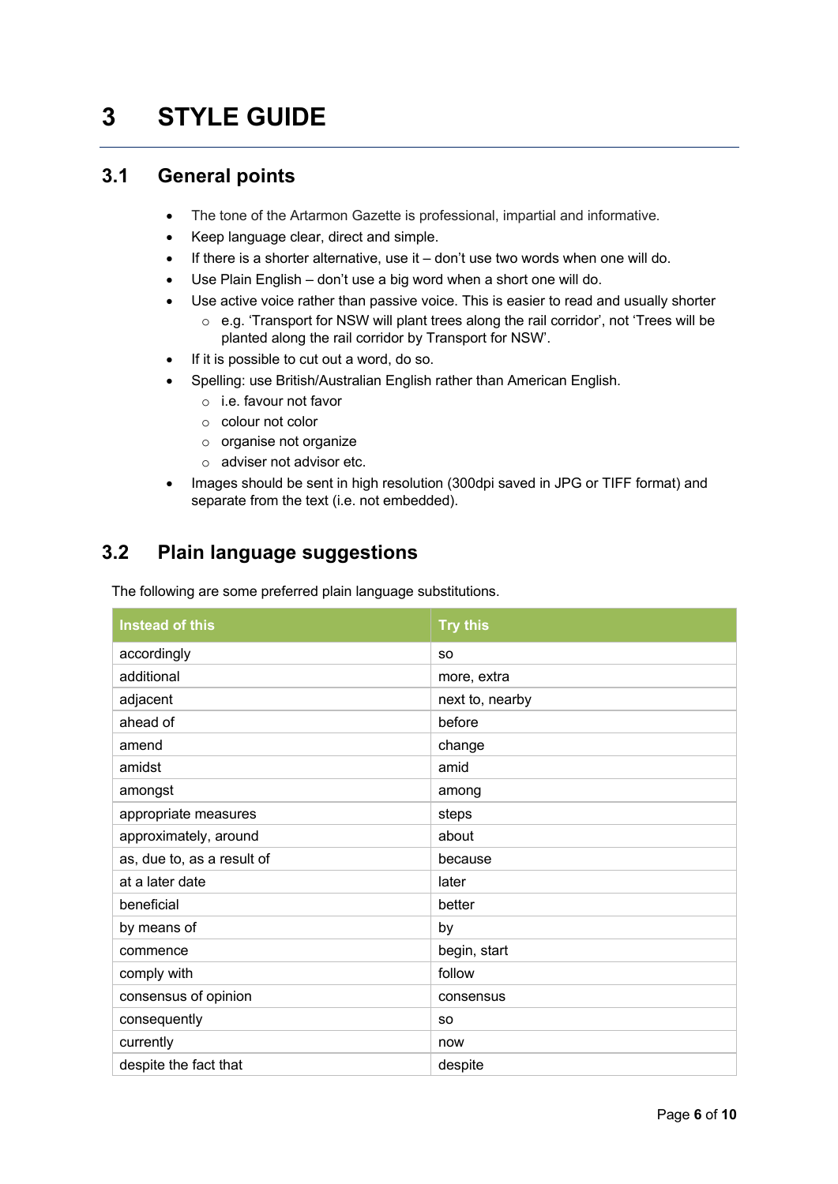# 3 STYLE GUIDE

## 3.1 General points

- The tone of the Artarmon Gazette is professional, impartial and informative.
- Keep language clear, direct and simple.
- If there is a shorter alternative, use it – don't use two words when one will do.
- Use Plain English – don't use a big word when a short one will do.
- Use active voice rather than passive voice. This is easier to read and usually shorter
  - e.g. 'Transport for NSW will plant trees along the rail corridor', not 'Trees will be planted along the rail corridor by Transport for NSW'.
- If it is possible to cut out a word, do so.
- Spelling: use British/Australian English rather than American English.
  - i.e. favour not favor
  - colour not color
  - organise not organize
  - adviser not advisor etc.
- Images should be sent in high resolution (300dpi saved in JPG or TIFF format) and separate from the text (i.e. not embedded).

## 3.2 Plain language suggestions

The following are some preferred plain language substitutions.

| Instead of this | Try this |
|---|---|
| accordingly | so |
| additional | more, extra |
| adjacent | next to, nearby |
| ahead of | before |
| amend | change |
| amidst | amid |
| amongst | among |
| appropriate measures | steps |
| approximately, around | about |
| as, due to, as a result of | because |
| at a later date | later |
| beneficial | better |
| by means of | by |
| commence | begin, start |
| comply with | follow |
| consensus of opinion | consensus |
| consequently | so |
| currently | now |
| despite the fact that | despite |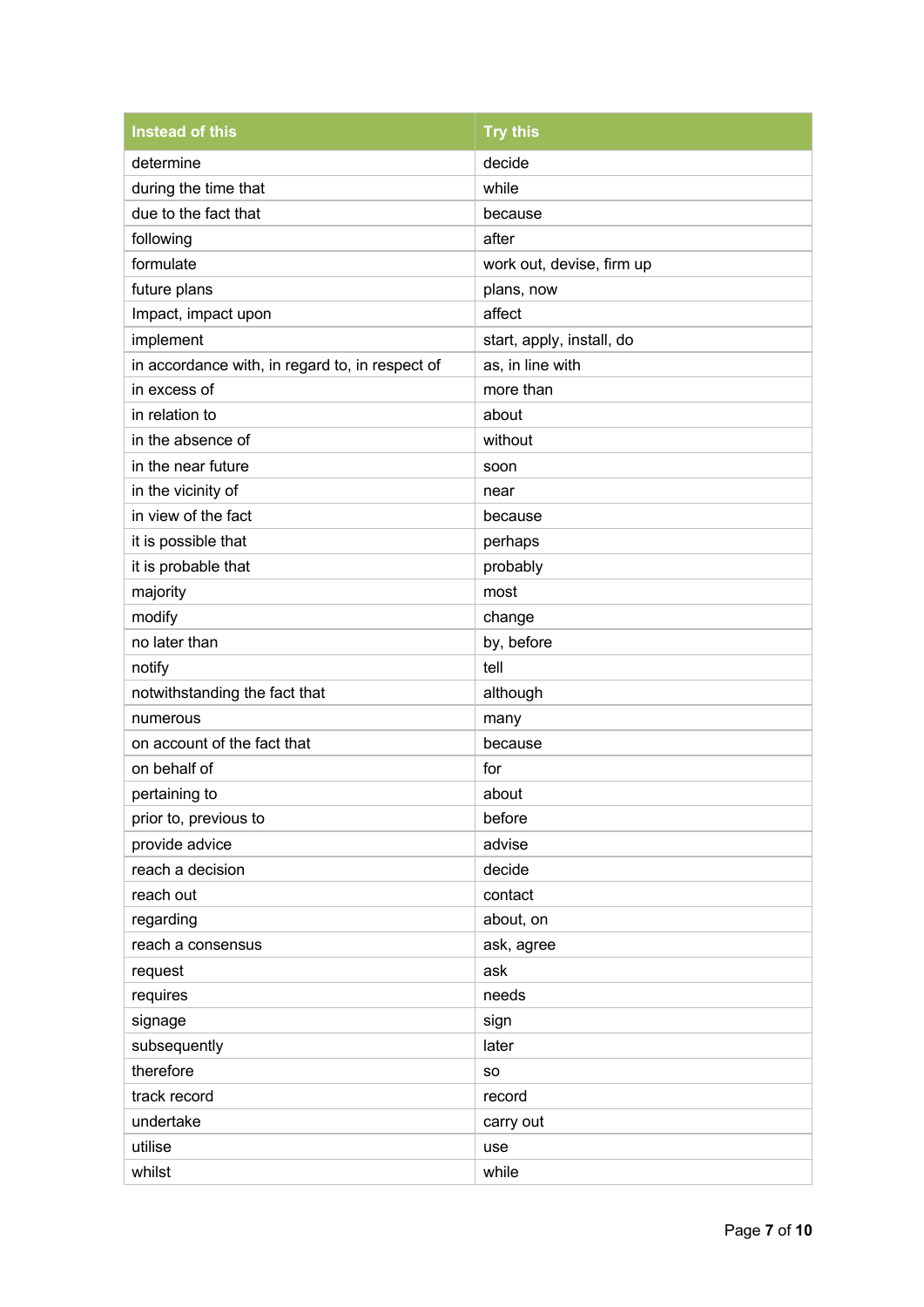| Instead of this | Try this |
| --- | --- |
| determine | decide |
| during the time that | while |
| due to the fact that | because |
| following | after |
| formulate | work out, devise, firm up |
| future plans | plans, now |
| Impact, impact upon | affect |
| implement | start, apply, install, do |
| in accordance with, in regard to, in respect of | as, in line with |
| in excess of | more than |
| in relation to | about |
| in the absence of | without |
| in the near future | soon |
| in the vicinity of | near |
| in view of the fact | because |
| it is possible that | perhaps |
| it is probable that | probably |
| majority | most |
| modify | change |
| no later than | by, before |
| notify | tell |
| notwithstanding the fact that | although |
| numerous | many |
| on account of the fact that | because |
| on behalf of | for |
| pertaining to | about |
| prior to, previous to | before |
| provide advice | advise |
| reach a decision | decide |
| reach out | contact |
| regarding | about, on |
| reach a consensus | ask, agree |
| request | ask |
| requires | needs |
| signage | sign |
| subsequently | later |
| therefore | so |
| track record | record |
| undertake | carry out |
| utilise | use |
| whilst | while |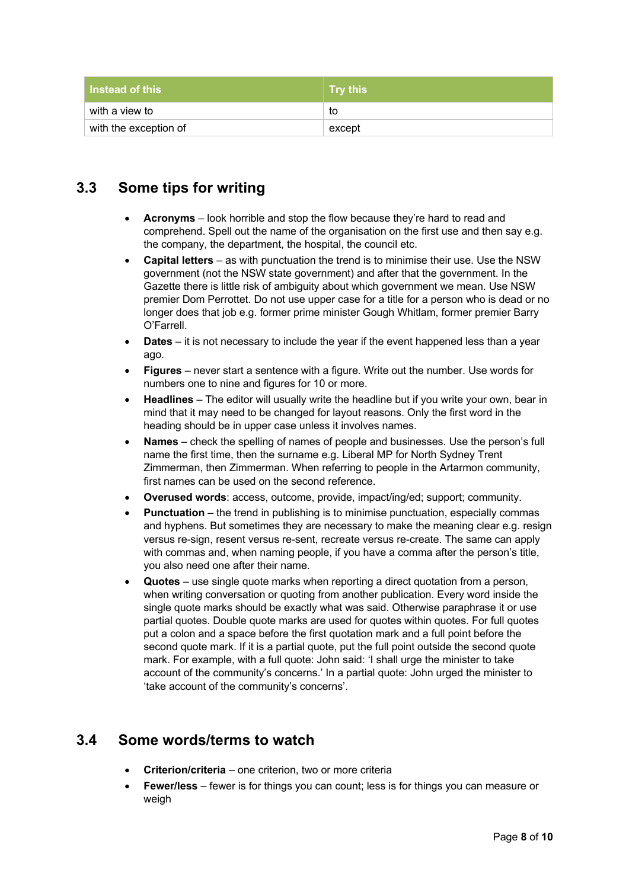| Instead of this | Try this |
|---|---|
| with a view to | to |
| with the exception of | except |

## 3.3 Some tips for writing

- **Acronyms** – look horrible and stop the flow because they're hard to read and comprehend. Spell out the name of the organisation on the first use and then say e.g. the company, the department, the hospital, the council etc.
- **Capital letters** – as with punctuation the trend is to minimise their use. Use the NSW government (not the NSW state government) and after that the government. In the Gazette there is little risk of ambiguity about which government we mean. Use NSW premier Dom Perrottet. Do not use upper case for a title for a person who is dead or no longer does that job e.g. former prime minister Gough Whitlam, former premier Barry O'Farrell.
- **Dates** – it is not necessary to include the year if the event happened less than a year ago.
- **Figures** – never start a sentence with a figure. Write out the number. Use words for numbers one to nine and figures for 10 or more.
- **Headlines** – The editor will usually write the headline but if you write your own, bear in mind that it may need to be changed for layout reasons. Only the first word in the heading should be in upper case unless it involves names.
- **Names** – check the spelling of names of people and businesses. Use the person's full name the first time, then the surname e.g. Liberal MP for North Sydney Trent Zimmerman, then Zimmerman. When referring to people in the Artarmon community, first names can be used on the second reference.
- **Overused words**: access, outcome, provide, impact/ing/ed; support; community.
- **Punctuation** – the trend in publishing is to minimise punctuation, especially commas and hyphens. But sometimes they are necessary to make the meaning clear e.g. resign versus re-sign, resent versus re-sent, recreate versus re-create. The same can apply with commas and, when naming people, if you have a comma after the person's title, you also need one after their name.
- **Quotes** – use single quote marks when reporting a direct quotation from a person, when writing conversation or quoting from another publication. Every word inside the single quote marks should be exactly what was said. Otherwise paraphrase it or use partial quotes. Double quote marks are used for quotes within quotes. For full quotes put a colon and a space before the first quotation mark and a full point before the second quote mark. If it is a partial quote, put the full point outside the second quote mark. For example, with a full quote: John said: 'I shall urge the minister to take account of the community's concerns.' In a partial quote: John urged the minister to 'take account of the community's concerns'.

## 3.4 Some words/terms to watch

- **Criterion/criteria** – one criterion, two or more criteria
- **Fewer/less** – fewer is for things you can count; less is for things you can measure or weigh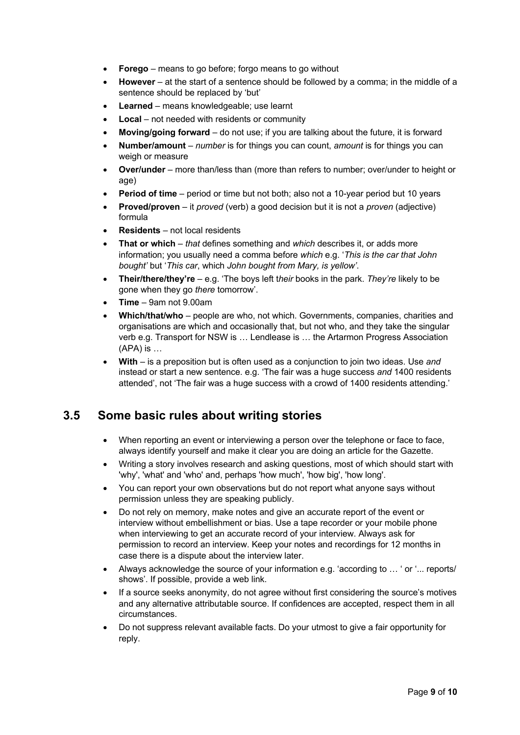- **Forego** – means to go before; forgo means to go without
- **However** – at the start of a sentence should be followed by a comma; in the middle of a sentence should be replaced by 'but'
- **Learned** – means knowledgeable; use learnt
- **Local** – not needed with residents or community
- **Moving/going forward** – do not use; if you are talking about the future, it is forward
- **Number/amount** – *number* is for things you can count, *amount* is for things you can weigh or measure
- **Over/under** – more than/less than (more than refers to number; over/under to height or age)
- **Period of time** – period or time but not both; also not a 10-year period but 10 years
- **Proved/proven** – it *proved* (verb) a good decision but it is not a *proven* (adjective) formula
- **Residents** – not local residents
- **That or which** – *that* defines something and *which* describes it, or adds more information; you usually need a comma before *which* e.g. '*This is the car that John bought'* but '*This car*, which *John bought from Mary, is yellow'*.
- **Their/there/they're** – e.g. 'The boys left t*heir* books in the park. *They're* likely to be gone when they go *there* tomorrow'.
- **Time** – 9am not 9.00am
- **Which/that/who** – people are who, not which. Governments, companies, charities and organisations are which and occasionally that, but not who, and they take the singular verb e.g. Transport for NSW is … Lendlease is … the Artarmon Progress Association (APA) is …
- **With** – is a preposition but is often used as a conjunction to join two ideas. Use *and* instead or start a new sentence. e.g. 'The fair was a huge success *and* 1400 residents attended', not 'The fair was a huge success with a crowd of 1400 residents attending.'

## 3.5 Some basic rules about writing stories

- When reporting an event or interviewing a person over the telephone or face to face, always identify yourself and make it clear you are doing an article for the Gazette.
- Writing a story involves research and asking questions, most of which should start with 'why', 'what' and 'who' and, perhaps 'how much', 'how big', 'how long'.
- You can report your own observations but do not report what anyone says without permission unless they are speaking publicly.
- Do not rely on memory, make notes and give an accurate report of the event or interview without embellishment or bias. Use a tape recorder or your mobile phone when interviewing to get an accurate record of your interview. Always ask for permission to record an interview. Keep your notes and recordings for 12 months in case there is a dispute about the interview later.
- Always acknowledge the source of your information e.g. 'according to … ' or '... reports/ shows'. If possible, provide a web link.
- If a source seeks anonymity, do not agree without first considering the source's motives and any alternative attributable source. If confidences are accepted, respect them in all circumstances.
- Do not suppress relevant available facts. Do your utmost to give a fair opportunity for reply.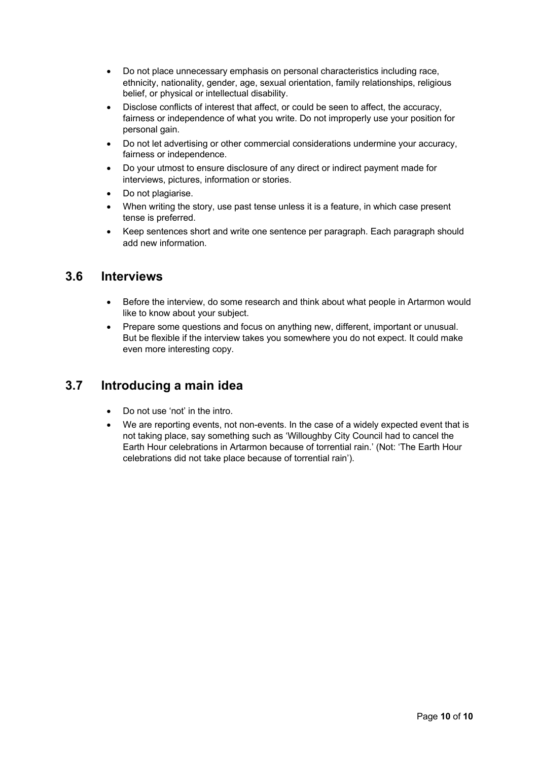- Do not place unnecessary emphasis on personal characteristics including race, ethnicity, nationality, gender, age, sexual orientation, family relationships, religious belief, or physical or intellectual disability.
- Disclose conflicts of interest that affect, or could be seen to affect, the accuracy, fairness or independence of what you write. Do not improperly use your position for personal gain.
- Do not let advertising or other commercial considerations undermine your accuracy, fairness or independence.
- Do your utmost to ensure disclosure of any direct or indirect payment made for interviews, pictures, information or stories.
- Do not plagiarise.
- When writing the story, use past tense unless it is a feature, in which case present tense is preferred.
- Keep sentences short and write one sentence per paragraph. Each paragraph should add new information.

## 3.6 Interviews

- Before the interview, do some research and think about what people in Artarmon would like to know about your subject.
- Prepare some questions and focus on anything new, different, important or unusual. But be flexible if the interview takes you somewhere you do not expect. It could make even more interesting copy.

## 3.7 Introducing a main idea

- Do not use 'not' in the intro.
- We are reporting events, not non-events. In the case of a widely expected event that is not taking place, say something such as 'Willoughby City Council had to cancel the Earth Hour celebrations in Artarmon because of torrential rain.' (Not: 'The Earth Hour celebrations did not take place because of torrential rain').